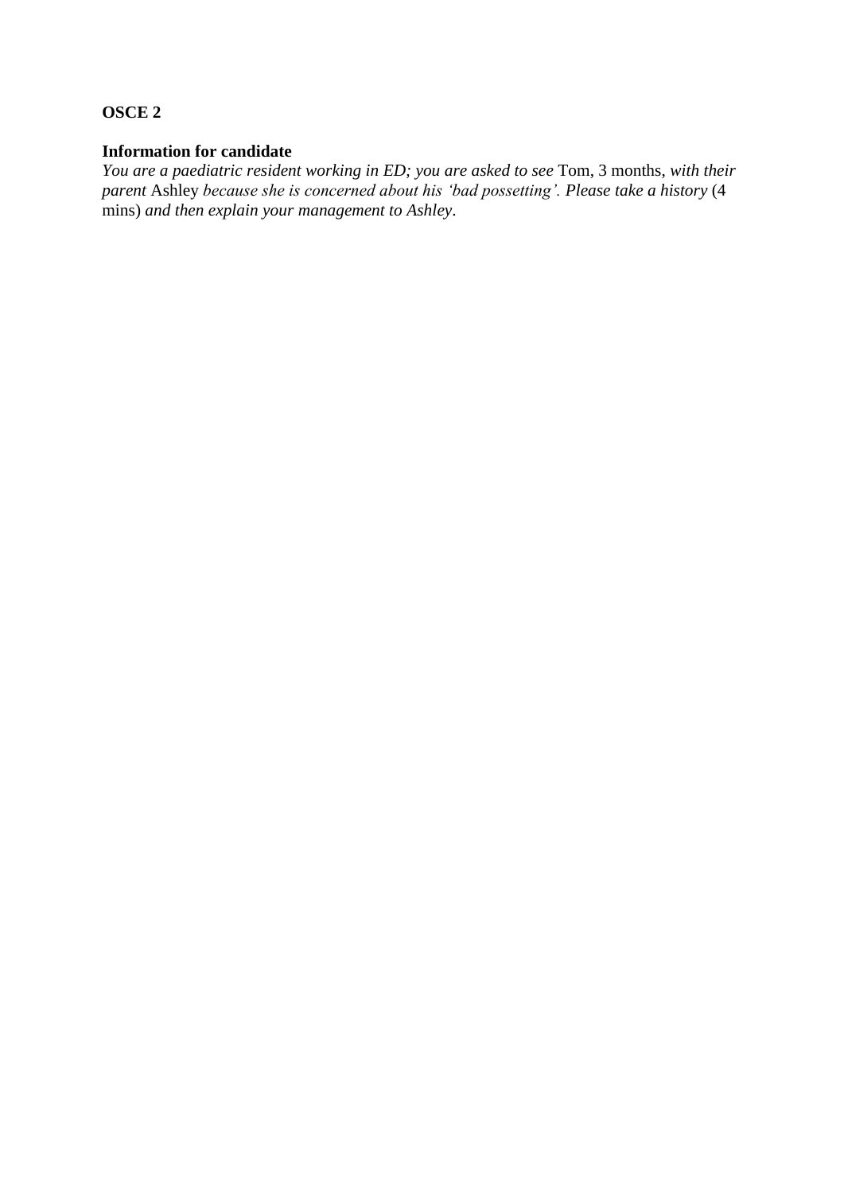**OSCE 2**

**Information for candidate**
*You are a paediatric resident working in ED; you are asked to see* Tom, 3 months, *with their parent* Ashley *because she is concerned about his 'bad possetting'. Please take a history* (4 mins) *and then explain your management to Ashley*.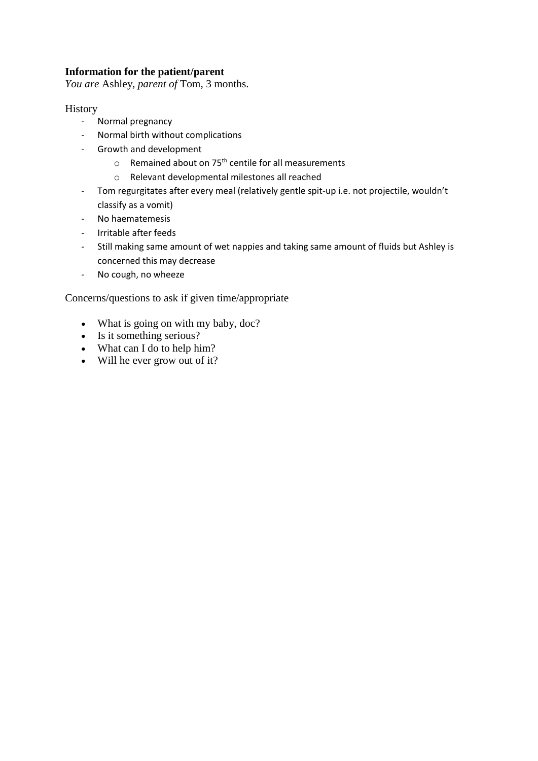**Information for the patient/parent**

*You are* Ashley, *parent of* Tom, 3 months.

History

- Normal pregnancy
- Normal birth without complications
- Growth and development
    - Remained about on 75th centile for all measurements
    - Relevant developmental milestones all reached
- Tom regurgitates after every meal (relatively gentle spit-up i.e. not projectile, wouldn't classify as a vomit)
- No haematemesis
- Irritable after feeds
- Still making same amount of wet nappies and taking same amount of fluids but Ashley is concerned this may decrease
- No cough, no wheeze

Concerns/questions to ask if given time/appropriate

- What is going on with my baby, doc?
- Is it something serious?
- What can I do to help him?
- Will he ever grow out of it?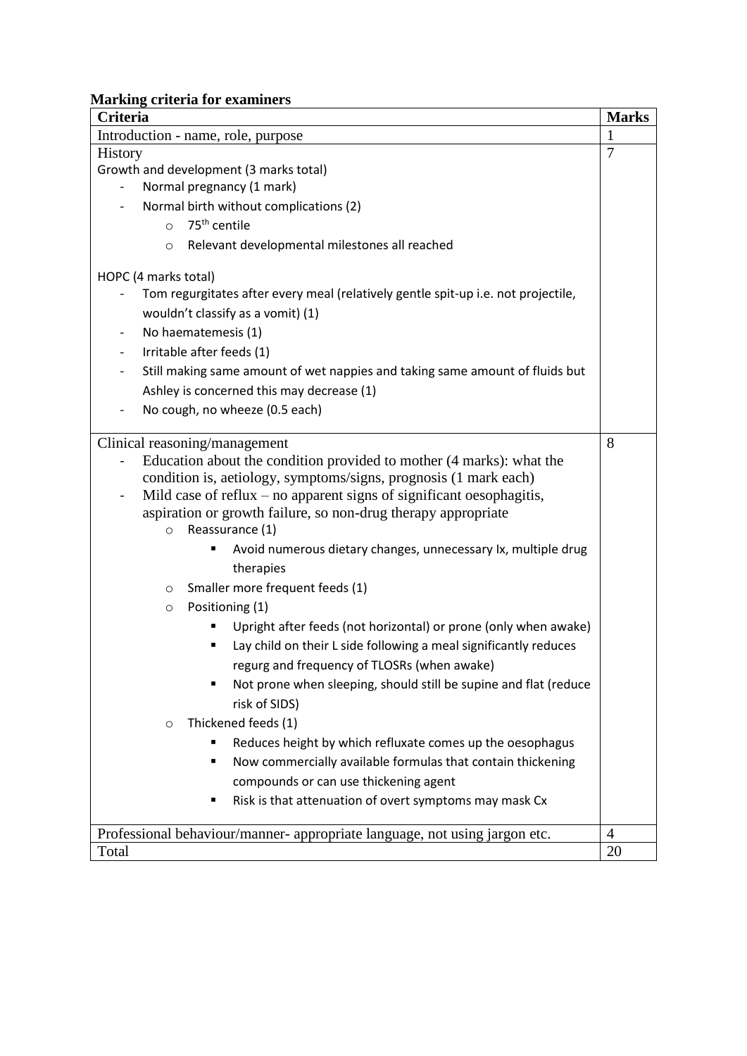**Marking criteria for examiners**

| Criteria | Marks |
| --- | --- |
| Introduction - name, role, purpose | 1 |
| History<br>Growth and development (3 marks total)<br>- Normal pregnancy (1 mark)<br>- Normal birth without complications (2)<br>&nbsp;&nbsp;&nbsp;&nbsp;o 75th centile<br>&nbsp;&nbsp;&nbsp;&nbsp;o Relevant developmental milestones all reached<br><br>HOPC (4 marks total)<br>- Tom regurgitates after every meal (relatively gentle spit-up i.e. not projectile, wouldn't classify as a vomit) (1)<br>- No haematemesis (1)<br>- Irritable after feeds (1)<br>- Still making same amount of wet nappies and taking same amount of fluids but Ashley is concerned this may decrease (1)<br>- No cough, no wheeze (0.5 each) | 7 |
| Clinical reasoning/management<br>- Education about the condition provided to mother (4 marks): what the condition is, aetiology, symptoms/signs, prognosis (1 mark each)<br>- Mild case of reflux – no apparent signs of significant oesophagitis, aspiration or growth failure, so non-drug therapy appropriate<br>&nbsp;&nbsp;&nbsp;&nbsp;o Reassurance (1)<br>&nbsp;&nbsp;&nbsp;&nbsp;&nbsp;&nbsp;&nbsp;&nbsp;▪ Avoid numerous dietary changes, unnecessary Ix, multiple drug therapies<br>&nbsp;&nbsp;&nbsp;&nbsp;o Smaller more frequent feeds (1)<br>&nbsp;&nbsp;&nbsp;&nbsp;o Positioning (1)<br>&nbsp;&nbsp;&nbsp;&nbsp;&nbsp;&nbsp;&nbsp;&nbsp;▪ Upright after feeds (not horizontal) or prone (only when awake)<br>&nbsp;&nbsp;&nbsp;&nbsp;&nbsp;&nbsp;&nbsp;&nbsp;▪ Lay child on their L side following a meal significantly reduces regurg and frequency of TLOSRs (when awake)<br>&nbsp;&nbsp;&nbsp;&nbsp;&nbsp;&nbsp;&nbsp;&nbsp;▪ Not prone when sleeping, should still be supine and flat (reduce risk of SIDS)<br>&nbsp;&nbsp;&nbsp;&nbsp;o Thickened feeds (1)<br>&nbsp;&nbsp;&nbsp;&nbsp;&nbsp;&nbsp;&nbsp;&nbsp;▪ Reduces height by which refluxate comes up the oesophagus<br>&nbsp;&nbsp;&nbsp;&nbsp;&nbsp;&nbsp;&nbsp;&nbsp;▪ Now commercially available formulas that contain thickening compounds or can use thickening agent<br>&nbsp;&nbsp;&nbsp;&nbsp;&nbsp;&nbsp;&nbsp;&nbsp;▪ Risk is that attenuation of overt symptoms may mask Cx | 8 |
| Professional behaviour/manner- appropriate language, not using jargon etc. | 4 |
| Total | 20 |